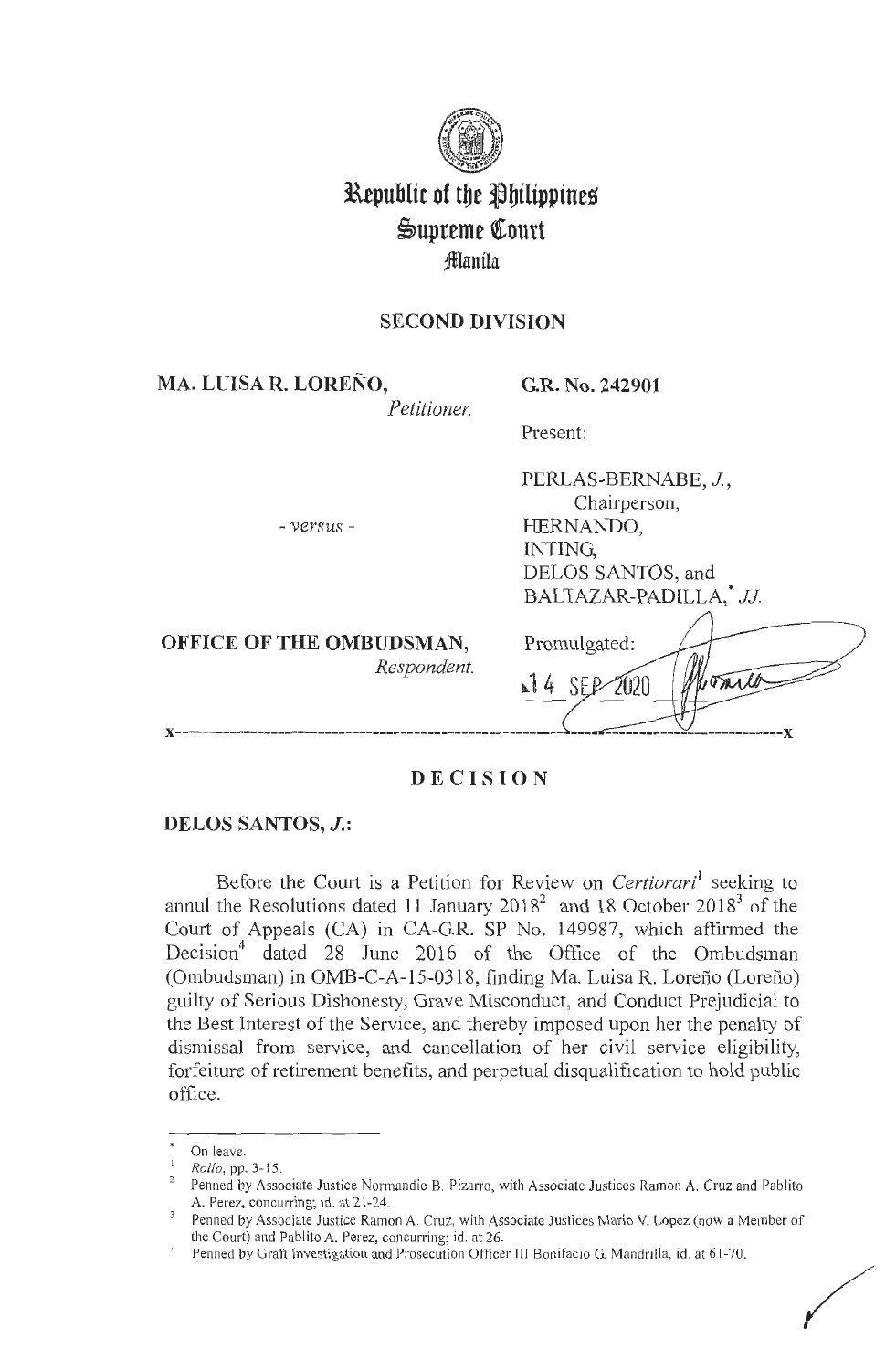# Republic of the Philippines
## Supreme Court
### Manila

**SECOND DIVISION**

**MA. LUISA R. LOREÑO,**
*Petitioner,*

- *versus* -

**OFFICE OF THE OMBUDSMAN,**
*Respondent.*

**G.R. No. 242901**

Present:

PERLAS-BERNABE, *J.*,
Chairperson,
HERNANDO,
INTING,
DELOS SANTOS, and
BALTAZAR-PADILLA,* *JJ.*

Promulgated:
14 SEP 2020

x-----------------------------------------------------------------------------------------x

## D E C I S I O N

**DELOS SANTOS, *J.*:**

Before the Court is a Petition for Review on *Certiorari*[1] seeking to annul the Resolutions dated 11 January 2018[2] and 18 October 2018[3] of the Court of Appeals (CA) in CA-G.R. SP No. 149987, which affirmed the Decision[4] dated 28 June 2016 of the Office of the Ombudsman (Ombudsman) in OMB-C-A-15-0318, finding Ma. Luisa R. Loreño (Loreño) guilty of Serious Dishonesty, Grave Misconduct, and Conduct Prejudicial to the Best Interest of the Service, and thereby imposed upon her the penalty of dismissal from service, and cancellation of her civil service eligibility, forfeiture of retirement benefits, and perpetual disqualification to hold public office.

---

\* On leave.

[1] *Rollo*, pp. 3-15.

[2] Penned by Associate Justice Normandie B. Pizarro, with Associate Justices Ramon A. Cruz and Pablito A. Perez, concurring; id. at 21-24.

[3] Penned by Associate Justice Ramon A. Cruz, with Associate Justices Mario V. Lopez (now a Member of the Court) and Pablito A. Perez, concurring; id. at 26.

[4] Penned by Graft Investigation and Prosecution Officer III Bonifacio G. Mandrilla, id. at 61-70.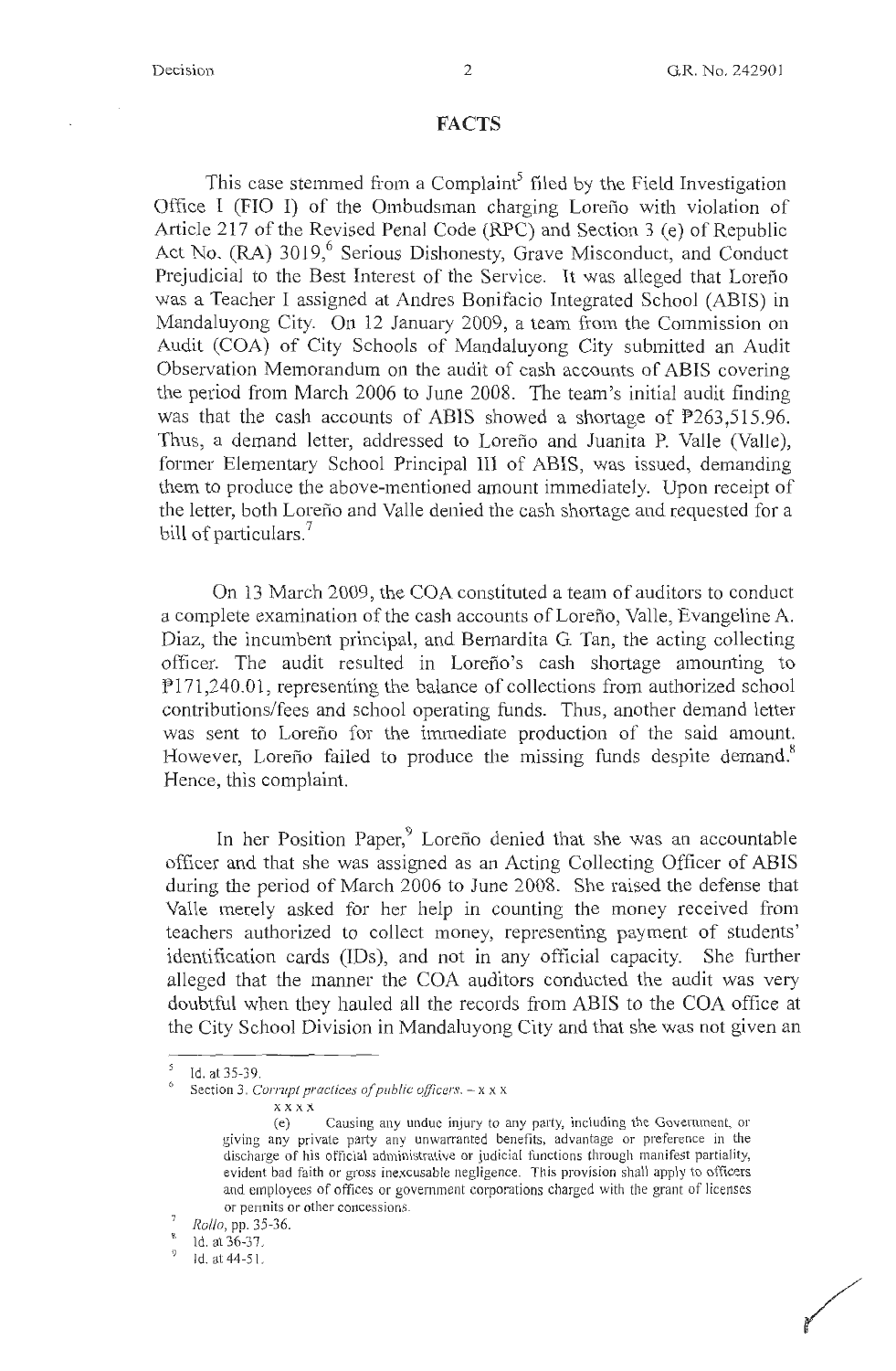## FACTS

This case stemmed from a Complaint[5] filed by the Field Investigation Office I (FIO I) of the Ombudsman charging Loreño with violation of Article 217 of the Revised Penal Code (RPC) and Section 3 (e) of Republic Act No. (RA) 3019,[6] Serious Dishonesty, Grave Misconduct, and Conduct Prejudicial to the Best Interest of the Service. It was alleged that Loreño was a Teacher I assigned at Andres Bonifacio Integrated School (ABIS) in Mandaluyong City. On 12 January 2009, a team from the Commission on Audit (COA) of City Schools of Mandaluyong City submitted an Audit Observation Memorandum on the audit of cash accounts of ABIS covering the period from March 2006 to June 2008. The team's initial audit finding was that the cash accounts of ABIS showed a shortage of ₱263,515.96. Thus, a demand letter, addressed to Loreño and Juanita P. Valle (Valle), former Elementary School Principal III of ABIS, was issued, demanding them to produce the above-mentioned amount immediately. Upon receipt of the letter, both Loreño and Valle denied the cash shortage and requested for a bill of particulars.[7]

On 13 March 2009, the COA constituted a team of auditors to conduct a complete examination of the cash accounts of Loreño, Valle, Evangeline A. Diaz, the incumbent principal, and Bernardita G. Tan, the acting collecting officer. The audit resulted in Loreño's cash shortage amounting to ₱171,240.01, representing the balance of collections from authorized school contributions/fees and school operating funds. Thus, another demand letter was sent to Loreño for the immediate production of the said amount. However, Loreño failed to produce the missing funds despite demand.[8] Hence, this complaint.

In her Position Paper,[9] Loreño denied that she was an accountable officer and that she was assigned as an Acting Collecting Officer of ABIS during the period of March 2006 to June 2008. She raised the defense that Valle merely asked for her help in counting the money received from teachers authorized to collect money, representing payment of students' identification cards (IDs), and not in any official capacity. She further alleged that the manner the COA auditors conducted the audit was very doubtful when they hauled all the records from ABIS to the COA office at the City School Division in Mandaluyong City and that she was not given an

---

[5] Id. at 35-39.

[6] Section 3. *Corrupt practices of public officers.* – x x x

x x x x

(e) Causing any undue injury to any party, including the Government, or giving any private party any unwarranted benefits, advantage or preference in the discharge of his official administrative or judicial functions through manifest partiality, evident bad faith or gross inexcusable negligence. This provision shall apply to officers and employees of offices or government corporations charged with the grant of licenses or permits or other concessions.

[7] *Rollo*, pp. 35-36.

[8] Id. at 36-37.

[9] Id. at 44-51.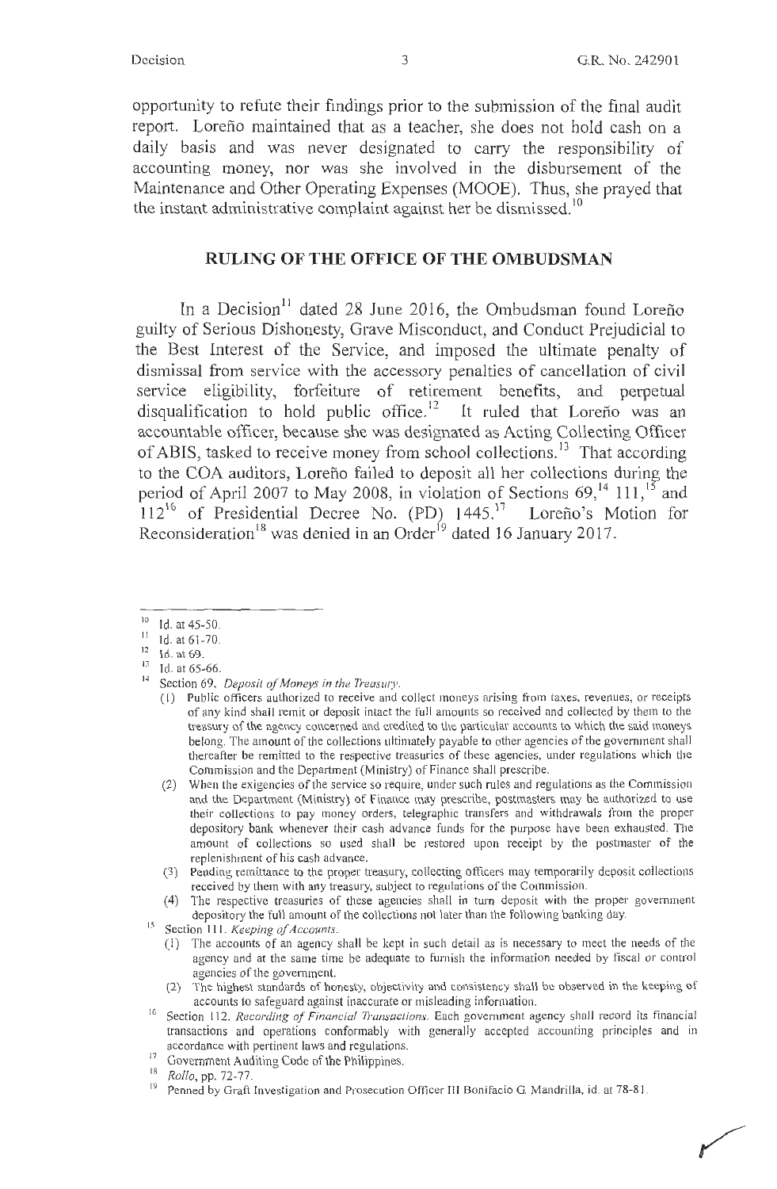opportunity to refute their findings prior to the submission of the final audit report. Loreño maintained that as a teacher, she does not hold cash on a daily basis and was never designated to carry the responsibility of accounting money, nor was she involved in the disbursement of the Maintenance and Other Operating Expenses (MOOE). Thus, she prayed that the instant administrative complaint against her be dismissed.[10]

## RULING OF THE OFFICE OF THE OMBUDSMAN

In a Decision[11] dated 28 June 2016, the Ombudsman found Loreño guilty of Serious Dishonesty, Grave Misconduct, and Conduct Prejudicial to the Best Interest of the Service, and imposed the ultimate penalty of dismissal from service with the accessory penalties of cancellation of civil service eligibility, forfeiture of retirement benefits, and perpetual disqualification to hold public office.[12] It ruled that Loreño was an accountable officer, because she was designated as Acting Collecting Officer of ABIS, tasked to receive money from school collections.[13] That according to the COA auditors, Loreño failed to deposit all her collections during the period of April 2007 to May 2008, in violation of Sections 69,[14] 111,[15] and 112[16] of Presidential Decree No. (PD) 1445.[17] Loreño's Motion for Reconsideration[18] was denied in an Order[19] dated 16 January 2017.

---

[10] Id. at 45-50.

[11] Id. at 61-70.

[12] Id. at 69.

[13] Id. at 65-66.

[14] Section 69. *Deposit of Moneys in the Treasury.*

(1) Public officers authorized to receive and collect moneys arising from taxes, revenues, or receipts of any kind shall remit or deposit intact the full amounts so received and collected by them to the treasury of the agency concerned and credited to the particular accounts to which the said moneys belong. The amount of the collections ultimately payable to other agencies of the government shall thereafter be remitted to the respective treasuries of these agencies, under regulations which the Commission and the Department (Ministry) of Finance shall prescribe.

(2) When the exigencies of the service so require, under such rules and regulations as the Commission and the Department (Ministry) of Finance may prescribe, postmasters may be authorized to use their collections to pay money orders, telegraphic transfers and withdrawals from the proper depository bank whenever their cash advance funds for the purpose have been exhausted. The amount of collections so used shall be restored upon receipt by the postmaster of the replenishment of his cash advance.

(3) Pending remittance to the proper treasury, collecting officers may temporarily deposit collections received by them with any treasury, subject to regulations of the Commission.

(4) The respective treasuries of these agencies shall in turn deposit with the proper government depository the full amount of the collections not later than the following banking day.

[15] Section 111. *Keeping of Accounts.*

(1) The accounts of an agency shall be kept in such detail as is necessary to meet the needs of the agency and at the same time be adequate to furnish the information needed by fiscal or control agencies of the government.

(2) The highest standards of honesty, objectivity and consistency shall be observed in the keeping of accounts to safeguard against inaccurate or misleading information.

[16] Section 112. *Recording of Financial Transactions.* Each government agency shall record its financial transactions and operations conformably with generally accepted accounting principles and in accordance with pertinent laws and regulations.

[17] Government Auditing Code of the Philippines.

[18] *Rollo*, pp. 72-77.

[19] Penned by Graft Investigation and Prosecution Officer III Bonifacio G. Mandrilla, id. at 78-81.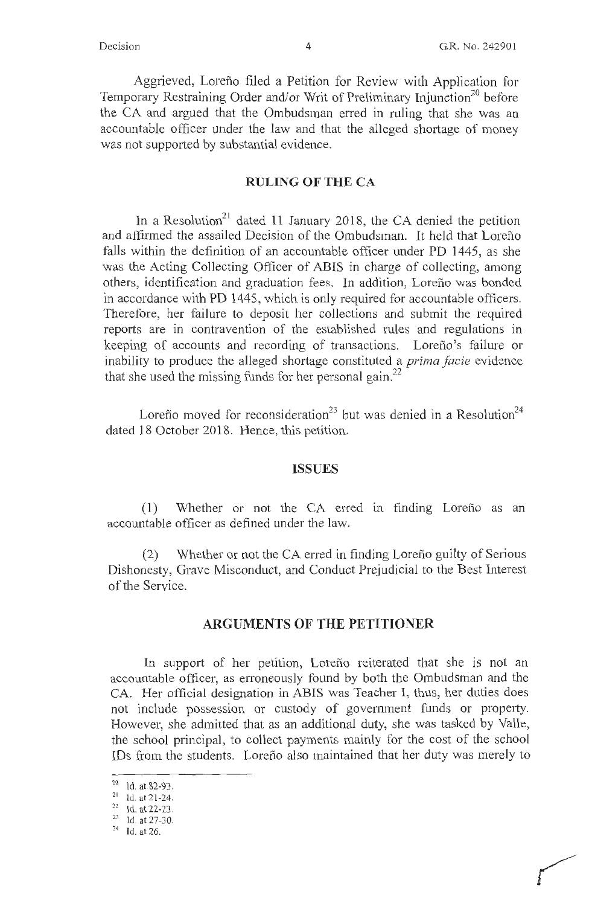Aggrieved, Loreño filed a Petition for Review with Application for Temporary Restraining Order and/or Writ of Preliminary Injunction[20] before the CA and argued that the Ombudsman erred in ruling that she was an accountable officer under the law and that the alleged shortage of money was not supported by substantial evidence.

## RULING OF THE CA

In a Resolution[21] dated 11 January 2018, the CA denied the petition and affirmed the assailed Decision of the Ombudsman. It held that Loreño falls within the definition of an accountable officer under PD 1445, as she was the Acting Collecting Officer of ABIS in charge of collecting, among others, identification and graduation fees. In addition, Loreño was bonded in accordance with PD 1445, which is only required for accountable officers. Therefore, her failure to deposit her collections and submit the required reports are in contravention of the established rules and regulations in keeping of accounts and recording of transactions. Loreño's failure or inability to produce the alleged shortage constituted a *prima facie* evidence that she used the missing funds for her personal gain.[22]

Loreño moved for reconsideration[23] but was denied in a Resolution[24] dated 18 October 2018. Hence, this petition.

## ISSUES

(1) Whether or not the CA erred in finding Loreño as an accountable officer as defined under the law.

(2) Whether or not the CA erred in finding Loreño guilty of Serious Dishonesty, Grave Misconduct, and Conduct Prejudicial to the Best Interest of the Service.

## ARGUMENTS OF THE PETITIONER

In support of her petition, Loreño reiterated that she is not an accountable officer, as erroneously found by both the Ombudsman and the CA. Her official designation in ABIS was Teacher I, thus, her duties does not include possession or custody of government funds or property. However, she admitted that as an additional duty, she was tasked by Valle, the school principal, to collect payments mainly for the cost of the school IDs from the students. Loreño also maintained that her duty was merely to

---

[20] Id. at 82-93.
[21] Id. at 21-24.
[22] Id. at 22-23.
[23] Id. at 27-30.
[24] Id. at 26.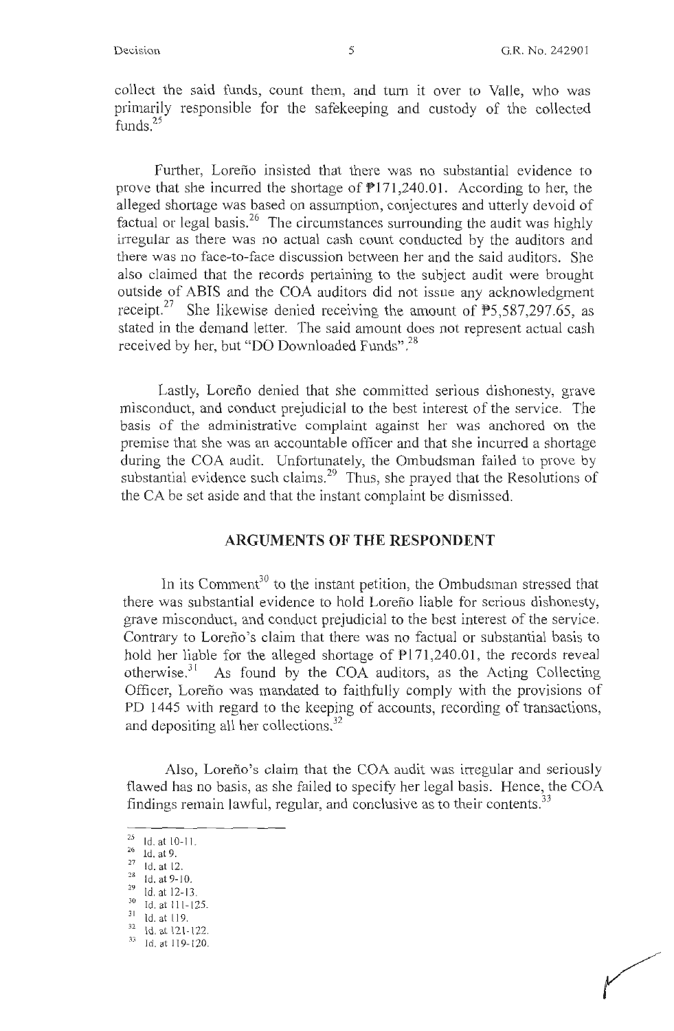collect the said funds, count them, and turn it over to Valle, who was primarily responsible for the safekeeping and custody of the collected funds.[25]

Further, Loreño insisted that there was no substantial evidence to prove that she incurred the shortage of ₱171,240.01. According to her, the alleged shortage was based on assumption, conjectures and utterly devoid of factual or legal basis.[26] The circumstances surrounding the audit was highly irregular as there was no actual cash count conducted by the auditors and there was no face-to-face discussion between her and the said auditors. She also claimed that the records pertaining to the subject audit were brought outside of ABIS and the COA auditors did not issue any acknowledgment receipt.[27] She likewise denied receiving the amount of ₱5,587,297.65, as stated in the demand letter. The said amount does not represent actual cash received by her, but "DO Downloaded Funds".[28]

Lastly, Loreño denied that she committed serious dishonesty, grave misconduct, and conduct prejudicial to the best interest of the service. The basis of the administrative complaint against her was anchored on the premise that she was an accountable officer and that she incurred a shortage during the COA audit. Unfortunately, the Ombudsman failed to prove by substantial evidence such claims.[29] Thus, she prayed that the Resolutions of the CA be set aside and that the instant complaint be dismissed.

## ARGUMENTS OF THE RESPONDENT

In its Comment[30] to the instant petition, the Ombudsman stressed that there was substantial evidence to hold Loreño liable for serious dishonesty, grave misconduct, and conduct prejudicial to the best interest of the service. Contrary to Loreño's claim that there was no factual or substantial basis to hold her liable for the alleged shortage of ₱171,240.01, the records reveal otherwise.[31] As found by the COA auditors, as the Acting Collecting Officer, Loreño was mandated to faithfully comply with the provisions of PD 1445 with regard to the keeping of accounts, recording of transactions, and depositing all her collections.[32]

Also, Loreño's claim that the COA audit was irregular and seriously flawed has no basis, as she failed to specify her legal basis. Hence, the COA findings remain lawful, regular, and conclusive as to their contents.[33]

---

[25] Id. at 10-11.
[26] Id. at 9.
[27] Id. at 12.
[28] Id. at 9-10.
[29] Id. at 12-13.
[30] Id. at 111-125.
[31] Id. at 119.
[32] Id. at 121-122.
[33] Id. at 119-120.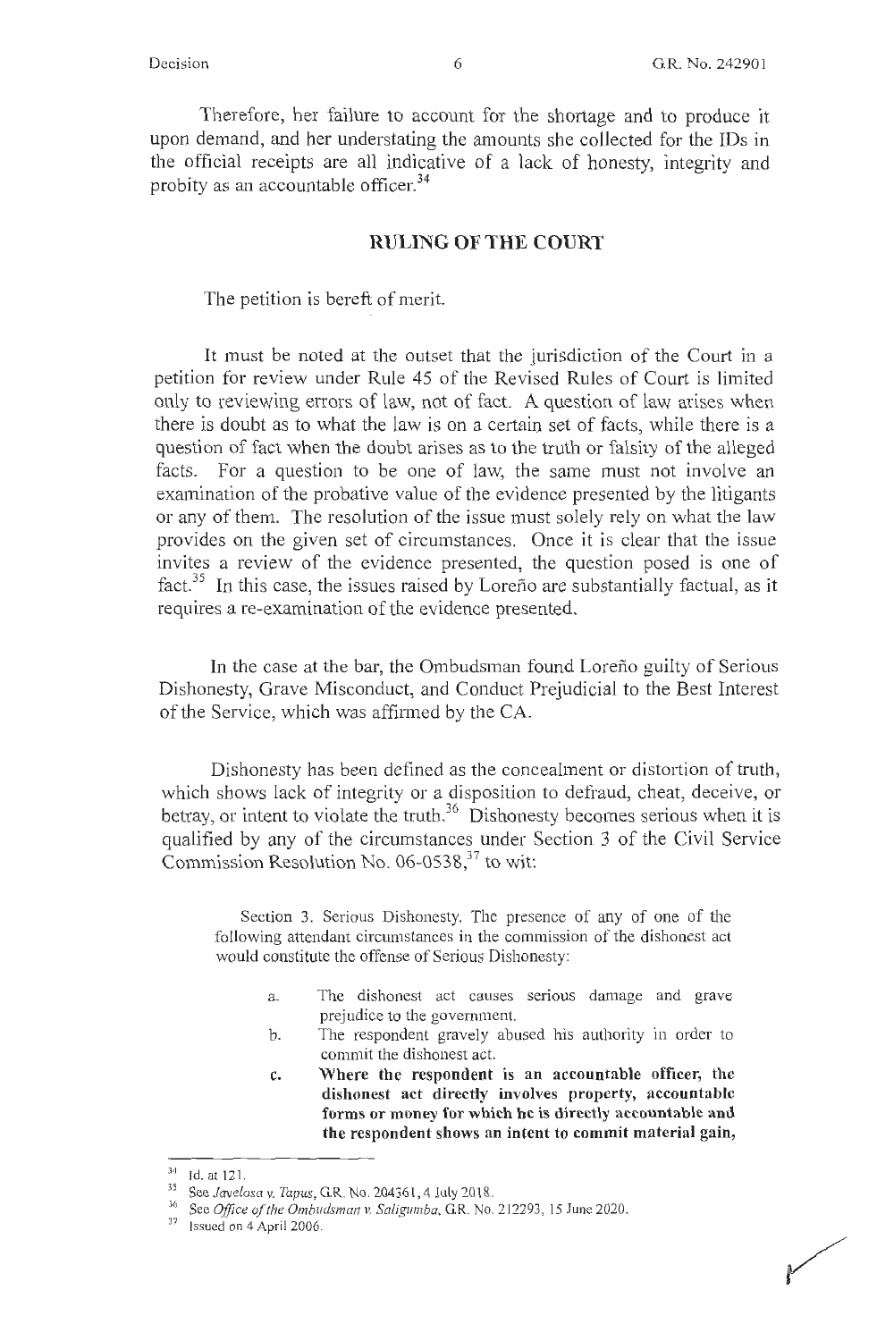Therefore, her failure to account for the shortage and to produce it upon demand, and her understating the amounts she collected for the IDs in the official receipts are all indicative of a lack of honesty, integrity and probity as an accountable officer.[34]

## RULING OF THE COURT

The petition is bereft of merit.

It must be noted at the outset that the jurisdiction of the Court in a petition for review under Rule 45 of the Revised Rules of Court is limited only to reviewing errors of law, not of fact. A question of law arises when there is doubt as to what the law is on a certain set of facts, while there is a question of fact when the doubt arises as to the truth or falsity of the alleged facts. For a question to be one of law, the same must not involve an examination of the probative value of the evidence presented by the litigants or any of them. The resolution of the issue must solely rely on what the law provides on the given set of circumstances. Once it is clear that the issue invites a review of the evidence presented, the question posed is one of fact.[35] In this case, the issues raised by Loreño are substantially factual, as it requires a re-examination of the evidence presented.

In the case at the bar, the Ombudsman found Loreño guilty of Serious Dishonesty, Grave Misconduct, and Conduct Prejudicial to the Best Interest of the Service, which was affirmed by the CA.

Dishonesty has been defined as the concealment or distortion of truth, which shows lack of integrity or a disposition to defraud, cheat, deceive, or betray, or intent to violate the truth.[36] Dishonesty becomes serious when it is qualified by any of the circumstances under Section 3 of the Civil Service Commission Resolution No. 06-0538,[37] to wit:

> Section 3. Serious Dishonesty. The presence of any of one of the following attendant circumstances in the commission of the dishonest act would constitute the offense of Serious Dishonesty:
>
> a. The dishonest act causes serious damage and grave prejudice to the government.
>
> b. The respondent gravely abused his authority in order to commit the dishonest act.
>
> c. **Where the respondent is an accountable officer, the dishonest act directly involves property, accountable forms or money for which he is directly accountable and the respondent shows an intent to commit material gain,**

---

[34] Id. at 121.

[35] See *Javelosa v. Tapus*, G.R. No. 204361, 4 July 2018.

[36] See *Office of the Ombudsman v. Saligumba*, G.R. No. 212293, 15 June 2020.

[37] Issued on 4 April 2006.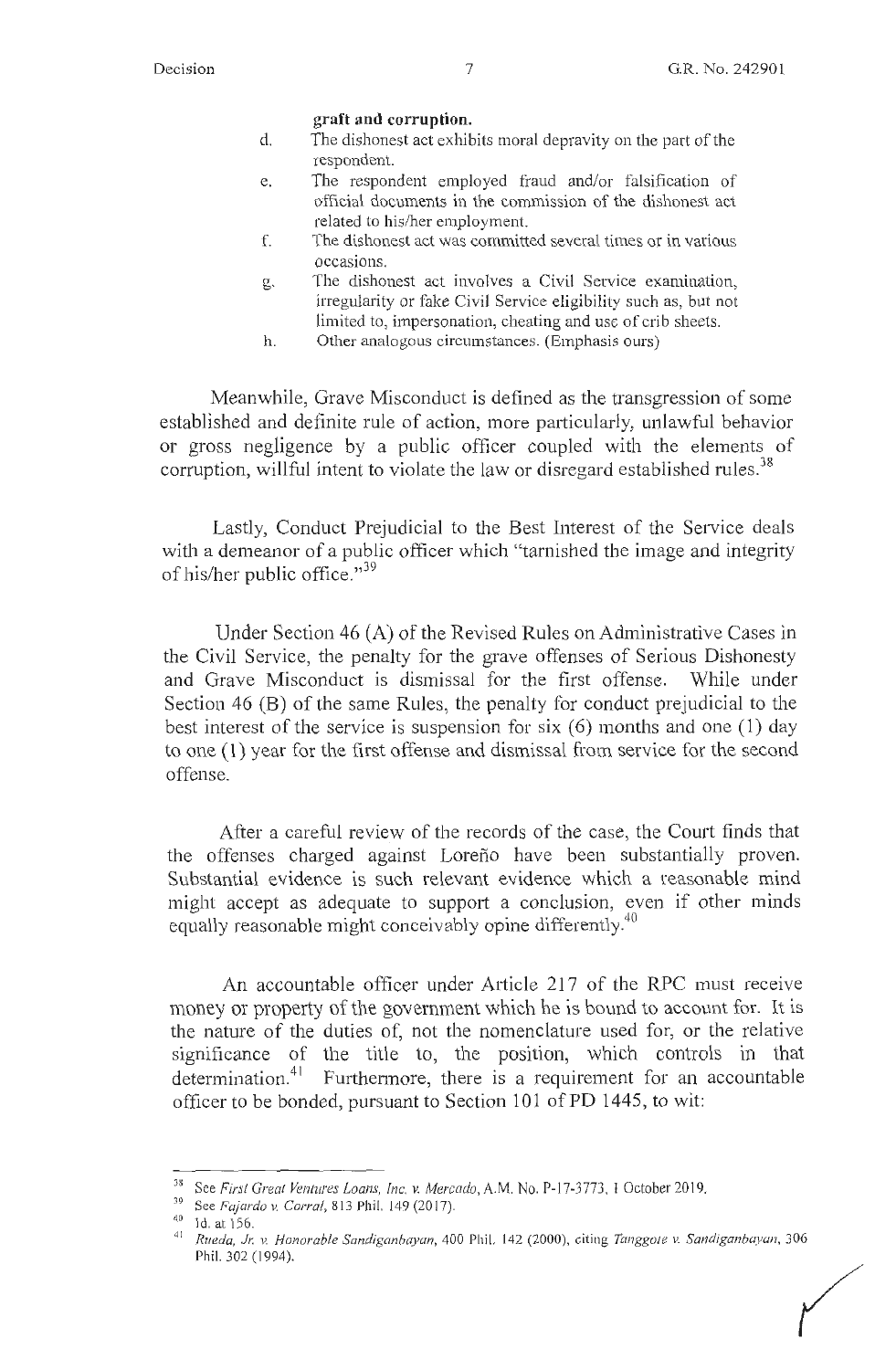**graft and corruption.**

d. The dishonest act exhibits moral depravity on the part of the respondent.

e. The respondent employed fraud and/or falsification of official documents in the commission of the dishonest act related to his/her employment.

f. The dishonest act was committed several times or in various occasions.

g. The dishonest act involves a Civil Service examination, irregularity or fake Civil Service eligibility such as, but not limited to, impersonation, cheating and use of crib sheets.

h. Other analogous circumstances. (Emphasis ours)

Meanwhile, Grave Misconduct is defined as the transgression of some established and definite rule of action, more particularly, unlawful behavior or gross negligence by a public officer coupled with the elements of corruption, willful intent to violate the law or disregard established rules.[38]

Lastly, Conduct Prejudicial to the Best Interest of the Service deals with a demeanor of a public officer which "tarnished the image and integrity of his/her public office."[39]

Under Section 46 (A) of the Revised Rules on Administrative Cases in the Civil Service, the penalty for the grave offenses of Serious Dishonesty and Grave Misconduct is dismissal for the first offense. While under Section 46 (B) of the same Rules, the penalty for conduct prejudicial to the best interest of the service is suspension for six (6) months and one (1) day to one (1) year for the first offense and dismissal from service for the second offense.

After a careful review of the records of the case, the Court finds that the offenses charged against Loreño have been substantially proven. Substantial evidence is such relevant evidence which a reasonable mind might accept as adequate to support a conclusion, even if other minds equally reasonable might conceivably opine differently.[40]

An accountable officer under Article 217 of the RPC must receive money or property of the government which he is bound to account for. It is the nature of the duties of, not the nomenclature used for, or the relative significance of the title to, the position, which controls in that determination.[41] Furthermore, there is a requirement for an accountable officer to be bonded, pursuant to Section 101 of PD 1445, to wit:

---

[38] See *First Great Ventures Loans, Inc. v. Mercado*, A.M. No. P-17-3773, 1 October 2019.

[39] See *Fajardo v. Corral*, 813 Phil. 149 (2017).

[40] Id. at 156.

[41] *Rueda, Jr. v. Honorable Sandiganbayan*, 400 Phil. 142 (2000), citing *Tanggote v. Sandiganbayan*, 306 Phil. 302 (1994).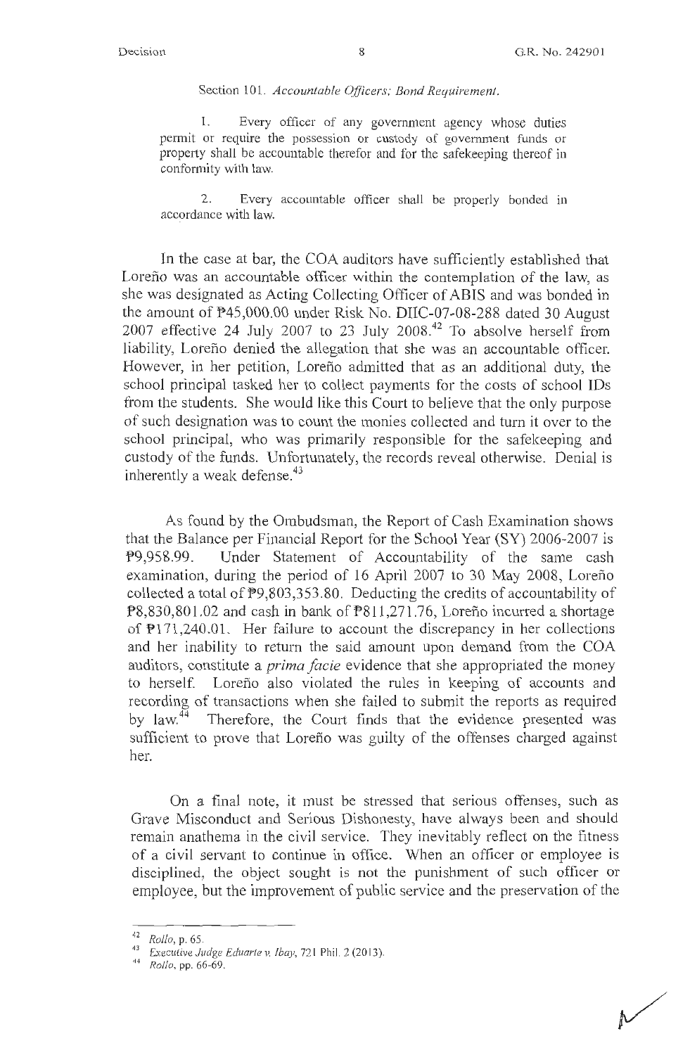Section 101. *Accountable Officers; Bond Requirement.*

1. Every officer of any government agency whose duties permit or require the possession or custody of government funds or property shall be accountable therefor and for the safekeeping thereof in conformity with law.

2. Every accountable officer shall be properly bonded in accordance with law.

In the case at bar, the COA auditors have sufficiently established that Loreño was an accountable officer within the contemplation of the law, as she was designated as Acting Collecting Officer of ABIS and was bonded in the amount of ₱45,000.00 under Risk No. DIIC-07-08-288 dated 30 August 2007 effective 24 July 2007 to 23 July 2008.[42] To absolve herself from liability, Loreño denied the allegation that she was an accountable officer. However, in her petition, Loreño admitted that as an additional duty, the school principal tasked her to collect payments for the costs of school IDs from the students. She would like this Court to believe that the only purpose of such designation was to count the monies collected and turn it over to the school principal, who was primarily responsible for the safekeeping and custody of the funds. Unfortunately, the records reveal otherwise. Denial is inherently a weak defense.[43]

As found by the Ombudsman, the Report of Cash Examination shows that the Balance per Financial Report for the School Year (SY) 2006-2007 is ₱9,958.99. Under Statement of Accountability of the same cash examination, during the period of 16 April 2007 to 30 May 2008, Loreño collected a total of ₱9,803,353.80. Deducting the credits of accountability of ₱8,830,801.02 and cash in bank of ₱811,271.76, Loreño incurred a shortage of ₱171,240.01. Her failure to account the discrepancy in her collections and her inability to return the said amount upon demand from the COA auditors, constitute a *prima facie* evidence that she appropriated the money to herself. Loreño also violated the rules in keeping of accounts and recording of transactions when she failed to submit the reports as required by law.[44] Therefore, the Court finds that the evidence presented was sufficient to prove that Loreño was guilty of the offenses charged against her.

On a final note, it must be stressed that serious offenses, such as Grave Misconduct and Serious Dishonesty, have always been and should remain anathema in the civil service. They inevitably reflect on the fitness of a civil servant to continue in office. When an officer or employee is disciplined, the object sought is not the punishment of such officer or employee, but the improvement of public service and the preservation of the

---

[42] *Rollo*, p. 65.

[43] *Executive Judge Eduarte v. Ibay*, 721 Phil. 2 (2013).

[44] *Rollo*, pp. 66-69.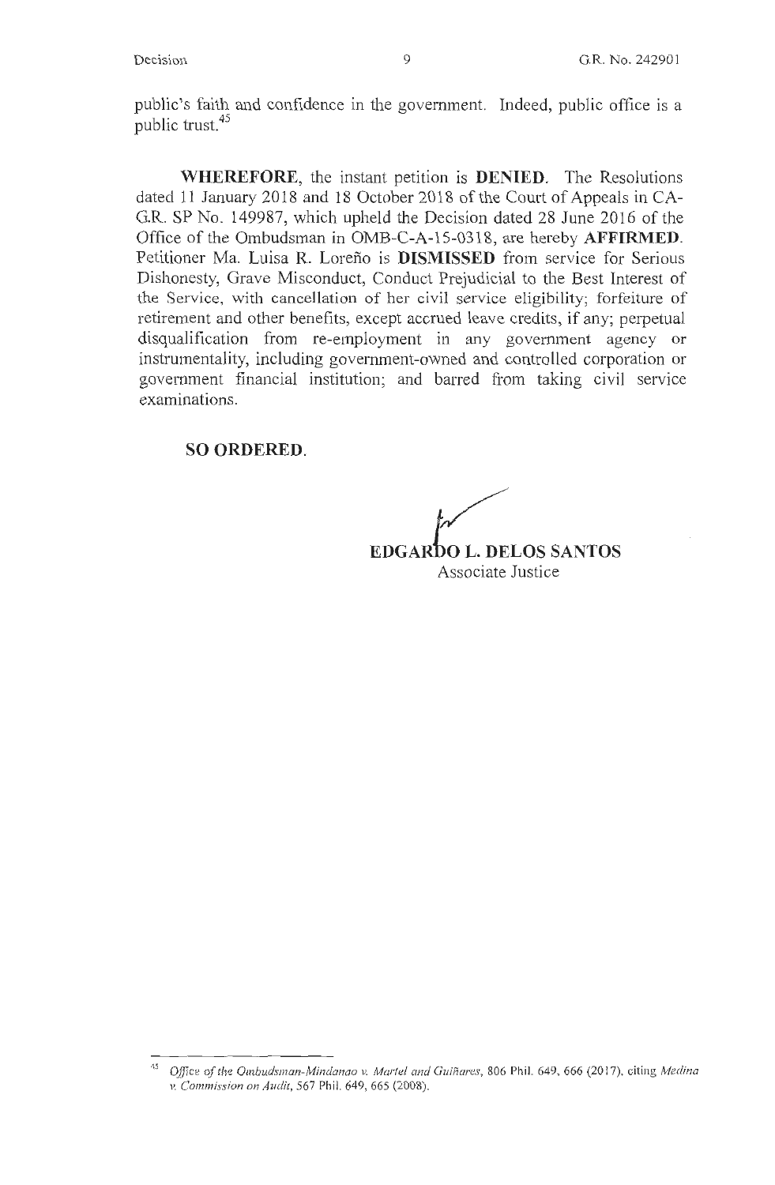public's faith and confidence in the government. Indeed, public office is a public trust.[45]

**WHEREFORE**, the instant petition is **DENIED**. The Resolutions dated 11 January 2018 and 18 October 2018 of the Court of Appeals in CA-G.R. SP No. 149987, which upheld the Decision dated 28 June 2016 of the Office of the Ombudsman in OMB-C-A-15-0318, are hereby **AFFIRMED**. Petitioner Ma. Luisa R. Loreño is **DISMISSED** from service for Serious Dishonesty, Grave Misconduct, Conduct Prejudicial to the Best Interest of the Service, with cancellation of her civil service eligibility; forfeiture of retirement and other benefits, except accrued leave credits, if any; perpetual disqualification from re-employment in any government agency or instrumentality, including government-owned and controlled corporation or government financial institution; and barred from taking civil service examinations.

**SO ORDERED.**

**EDGARDO L. DELOS SANTOS**
Associate Justice

---

[45] *Office of the Ombudsman-Mindanao v. Martel and Guiñares*, 806 Phil. 649, 666 (2017), citing *Medina v. Commission on Audit*, 567 Phil. 649, 665 (2008).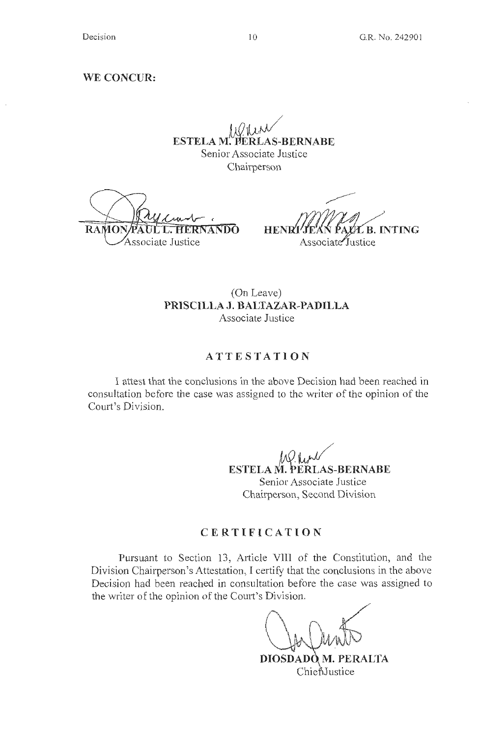**WE CONCUR:**

**ESTELA M. PERLAS-BERNABE**
Senior Associate Justice
Chairperson

**RAMON PAUL L. HERNANDO**
Associate Justice

**HENRI JEAN PAUL B. INTING**
Associate Justice

(On Leave)
**PRISCILLA J. BALTAZAR-PADILLA**
Associate Justice

## ATTESTATION

I attest that the conclusions in the above Decision had been reached in consultation before the case was assigned to the writer of the opinion of the Court's Division.

**ESTELA M. PERLAS-BERNABE**
Senior Associate Justice
Chairperson, Second Division

## CERTIFICATION

Pursuant to Section 13, Article VIII of the Constitution, and the Division Chairperson's Attestation, I certify that the conclusions in the above Decision had been reached in consultation before the case was assigned to the writer of the opinion of the Court's Division.

**DIOSDADO M. PERALTA**
Chief Justice